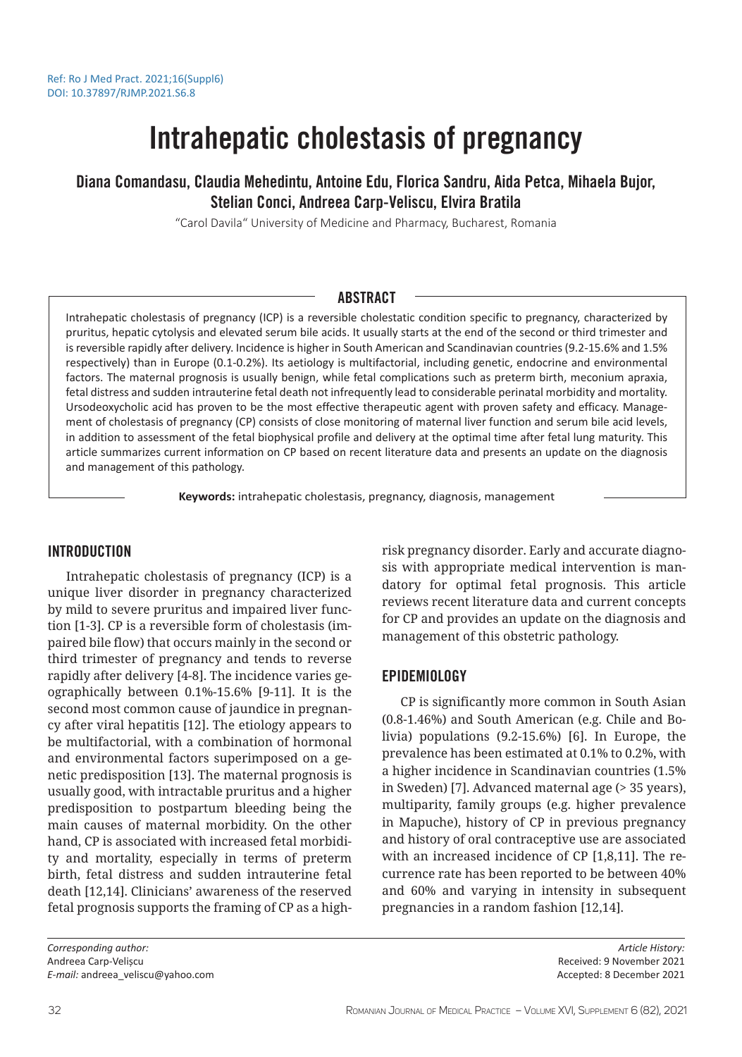Ref: Ro J Med Pract. 2021;16(Suppl6)
DOI: 10.37897/RJMP.2021.S6.8

# Intrahepatic cholestasis of pregnancy

**Diana Comandasu, Claudia Mehedintu, Antoine Edu, Florica Sandru, Aida Petca, Mihaela Bujor, Stelian Conci, Andreea Carp-Veliscu, Elvira Bratila**

"Carol Davila" University of Medicine and Pharmacy, Bucharest, Romania

## ABSTRACT

Intrahepatic cholestasis of pregnancy (ICP) is a reversible cholestatic condition specific to pregnancy, characterized by pruritus, hepatic cytolysis and elevated serum bile acids. It usually starts at the end of the second or third trimester and is reversible rapidly after delivery. Incidence is higher in South American and Scandinavian countries (9.2-15.6% and 1.5% respectively) than in Europe (0.1-0.2%). Its aetiology is multifactorial, including genetic, endocrine and environmental factors. The maternal prognosis is usually benign, while fetal complications such as preterm birth, meconium apraxia, fetal distress and sudden intrauterine fetal death not infrequently lead to considerable perinatal morbidity and mortality. Ursodeoxycholic acid has proven to be the most effective therapeutic agent with proven safety and efficacy. Management of cholestasis of pregnancy (CP) consists of close monitoring of maternal liver function and serum bile acid levels, in addition to assessment of the fetal biophysical profile and delivery at the optimal time after fetal lung maturity. This article summarizes current information on CP based on recent literature data and presents an update on the diagnosis and management of this pathology.

**Keywords:** intrahepatic cholestasis, pregnancy, diagnosis, management

## INTRODUCTION

Intrahepatic cholestasis of pregnancy (ICP) is a unique liver disorder in pregnancy characterized by mild to severe pruritus and impaired liver function [1-3]. CP is a reversible form of cholestasis (impaired bile flow) that occurs mainly in the second or third trimester of pregnancy and tends to reverse rapidly after delivery [4-8]. The incidence varies geographically between 0.1%-15.6% [9-11]. It is the second most common cause of jaundice in pregnancy after viral hepatitis [12]. The etiology appears to be multifactorial, with a combination of hormonal and environmental factors superimposed on a genetic predisposition [13]. The maternal prognosis is usually good, with intractable pruritus and a higher predisposition to postpartum bleeding being the main causes of maternal morbidity. On the other hand, CP is associated with increased fetal morbidity and mortality, especially in terms of preterm birth, fetal distress and sudden intrauterine fetal death [12,14]. Clinicians' awareness of the reserved fetal prognosis supports the framing of CP as a high-risk pregnancy disorder. Early and accurate diagnosis with appropriate medical intervention is mandatory for optimal fetal prognosis. This article reviews recent literature data and current concepts for CP and provides an update on the diagnosis and management of this obstetric pathology.

## EPIDEMIOLOGY

CP is significantly more common in South Asian (0.8-1.46%) and South American (e.g. Chile and Bolivia) populations (9.2-15.6%) [6]. In Europe, the prevalence has been estimated at 0.1% to 0.2%, with a higher incidence in Scandinavian countries (1.5% in Sweden) [7]. Advanced maternal age (> 35 years), multiparity, family groups (e.g. higher prevalence in Mapuche), history of CP in previous pregnancy and history of oral contraceptive use are associated with an increased incidence of CP [1,8,11]. The recurrence rate has been reported to be between 40% and 60% and varying in intensity in subsequent pregnancies in a random fashion [12,14].

*Corresponding author:*
Andreea Carp-Velişcu
*E-mail:* andreea_veliscu@yahoo.com

*Article History:*
Received: 9 November 2021
Accepted: 8 December 2021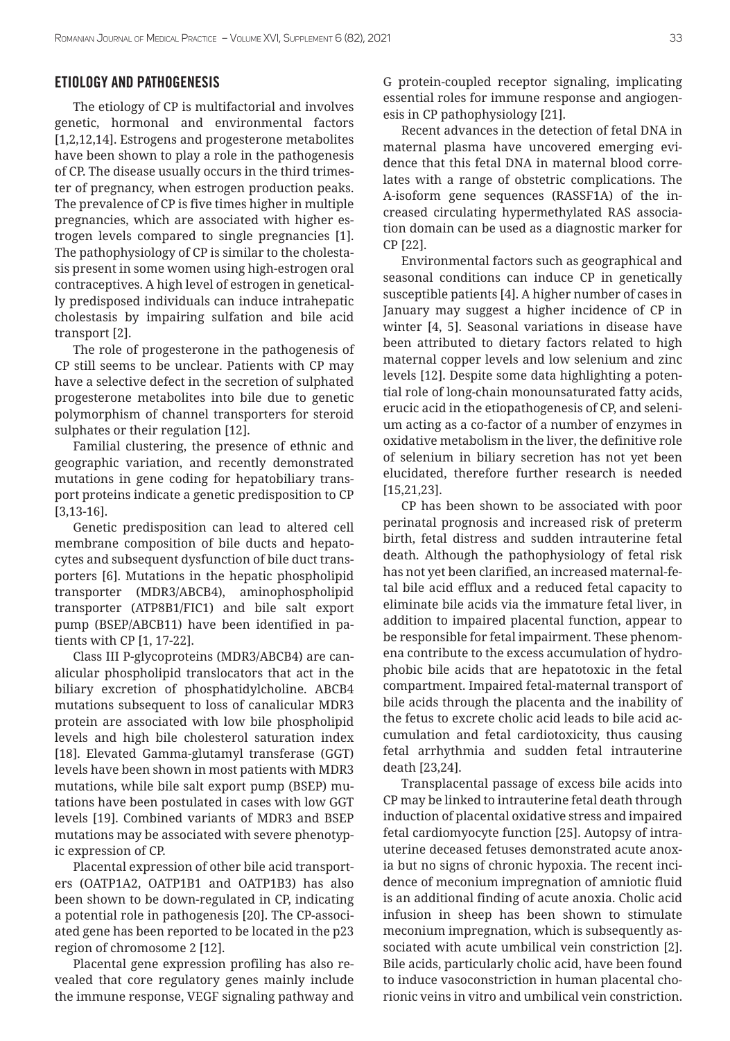## ETIOLOGY AND PATHOGENESIS

The etiology of CP is multifactorial and involves genetic, hormonal and environmental factors [1,2,12,14]. Estrogens and progesterone metabolites have been shown to play a role in the pathogenesis of CP. The disease usually occurs in the third trimester of pregnancy, when estrogen production peaks. The prevalence of CP is five times higher in multiple pregnancies, which are associated with higher estrogen levels compared to single pregnancies [1]. The pathophysiology of CP is similar to the cholestasis present in some women using high-estrogen oral contraceptives. A high level of estrogen in genetically predisposed individuals can induce intrahepatic cholestasis by impairing sulfation and bile acid transport [2].

The role of progesterone in the pathogenesis of CP still seems to be unclear. Patients with CP may have a selective defect in the secretion of sulphated progesterone metabolites into bile due to genetic polymorphism of channel transporters for steroid sulphates or their regulation [12].

Familial clustering, the presence of ethnic and geographic variation, and recently demonstrated mutations in gene coding for hepatobiliary transport proteins indicate a genetic predisposition to CP [3,13-16].

Genetic predisposition can lead to altered cell membrane composition of bile ducts and hepatocytes and subsequent dysfunction of bile duct transporters [6]. Mutations in the hepatic phospholipid transporter (MDR3/ABCB4), aminophospholipid transporter (ATP8B1/FIC1) and bile salt export pump (BSEP/ABCB11) have been identified in patients with CP [1, 17-22].

Class III P-glycoproteins (MDR3/ABCB4) are canalicular phospholipid translocators that act in the biliary excretion of phosphatidylcholine. ABCB4 mutations subsequent to loss of canalicular MDR3 protein are associated with low bile phospholipid levels and high bile cholesterol saturation index [18]. Elevated Gamma-glutamyl transferase (GGT) levels have been shown in most patients with MDR3 mutations, while bile salt export pump (BSEP) mutations have been postulated in cases with low GGT levels [19]. Combined variants of MDR3 and BSEP mutations may be associated with severe phenotypic expression of CP.

Placental expression of other bile acid transporters (OATP1A2, OATP1B1 and OATP1B3) has also been shown to be down-regulated in CP, indicating a potential role in pathogenesis [20]. The CP-associated gene has been reported to be located in the p23 region of chromosome 2 [12].

Placental gene expression profiling has also revealed that core regulatory genes mainly include the immune response, VEGF signaling pathway and G protein-coupled receptor signaling, implicating essential roles for immune response and angiogenesis in CP pathophysiology [21].

Recent advances in the detection of fetal DNA in maternal plasma have uncovered emerging evidence that this fetal DNA in maternal blood correlates with a range of obstetric complications. The A-isoform gene sequences (RASSF1A) of the increased circulating hypermethylated RAS association domain can be used as a diagnostic marker for CP [22].

Environmental factors such as geographical and seasonal conditions can induce CP in genetically susceptible patients [4]. A higher number of cases in January may suggest a higher incidence of CP in winter [4, 5]. Seasonal variations in disease have been attributed to dietary factors related to high maternal copper levels and low selenium and zinc levels [12]. Despite some data highlighting a potential role of long-chain monounsaturated fatty acids, erucic acid in the etiopathogenesis of CP, and selenium acting as a co-factor of a number of enzymes in oxidative metabolism in the liver, the definitive role of selenium in biliary secretion has not yet been elucidated, therefore further research is needed [15,21,23].

CP has been shown to be associated with poor perinatal prognosis and increased risk of preterm birth, fetal distress and sudden intrauterine fetal death. Although the pathophysiology of fetal risk has not yet been clarified, an increased maternal-fetal bile acid efflux and a reduced fetal capacity to eliminate bile acids via the immature fetal liver, in addition to impaired placental function, appear to be responsible for fetal impairment. These phenomena contribute to the excess accumulation of hydrophobic bile acids that are hepatotoxic in the fetal compartment. Impaired fetal-maternal transport of bile acids through the placenta and the inability of the fetus to excrete cholic acid leads to bile acid accumulation and fetal cardiotoxicity, thus causing fetal arrhythmia and sudden fetal intrauterine death [23,24].

Transplacental passage of excess bile acids into CP may be linked to intrauterine fetal death through induction of placental oxidative stress and impaired fetal cardiomyocyte function [25]. Autopsy of intrauterine deceased fetuses demonstrated acute anoxia but no signs of chronic hypoxia. The recent incidence of meconium impregnation of amniotic fluid is an additional finding of acute anoxia. Cholic acid infusion in sheep has been shown to stimulate meconium impregnation, which is subsequently associated with acute umbilical vein constriction [2]. Bile acids, particularly cholic acid, have been found to induce vasoconstriction in human placental chorionic veins in vitro and umbilical vein constriction.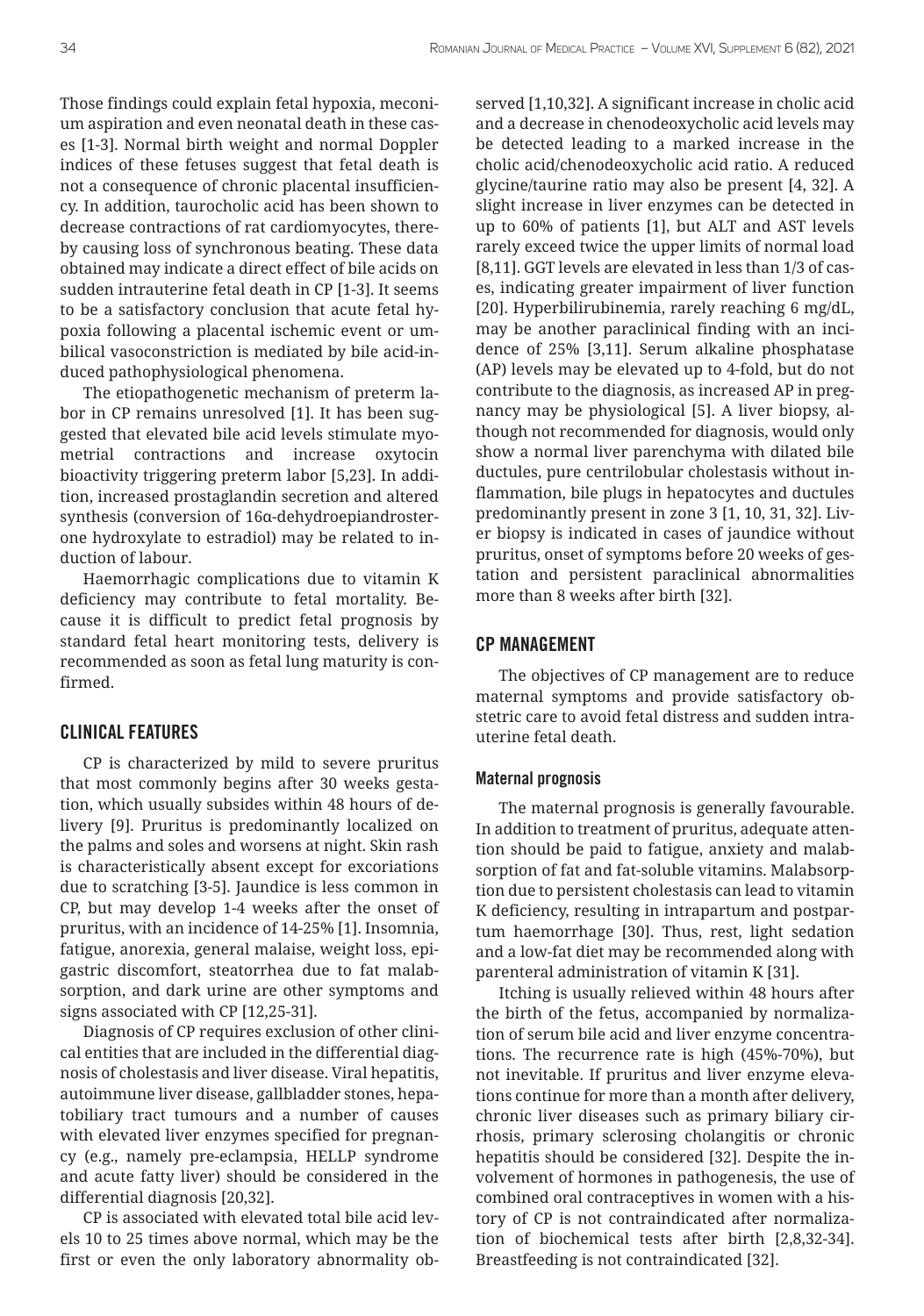Those findings could explain fetal hypoxia, meconium aspiration and even neonatal death in these cases [1-3]. Normal birth weight and normal Doppler indices of these fetuses suggest that fetal death is not a consequence of chronic placental insufficiency. In addition, taurocholic acid has been shown to decrease contractions of rat cardiomyocytes, thereby causing loss of synchronous beating. These data obtained may indicate a direct effect of bile acids on sudden intrauterine fetal death in CP [1-3]. It seems to be a satisfactory conclusion that acute fetal hypoxia following a placental ischemic event or umbilical vasoconstriction is mediated by bile acid-induced pathophysiological phenomena.

The etiopathogenetic mechanism of preterm labor in CP remains unresolved [1]. It has been suggested that elevated bile acid levels stimulate myometrial contractions and increase oxytocin bioactivity triggering preterm labor [5,23]. In addition, increased prostaglandin secretion and altered synthesis (conversion of 16α-dehydroepiandrosterone hydroxylate to estradiol) may be related to induction of labour.

Haemorrhagic complications due to vitamin K deficiency may contribute to fetal mortality. Because it is difficult to predict fetal prognosis by standard fetal heart monitoring tests, delivery is recommended as soon as fetal lung maturity is confirmed.

## CLINICAL FEATURES

CP is characterized by mild to severe pruritus that most commonly begins after 30 weeks gestation, which usually subsides within 48 hours of delivery [9]. Pruritus is predominantly localized on the palms and soles and worsens at night. Skin rash is characteristically absent except for excoriations due to scratching [3-5]. Jaundice is less common in CP, but may develop 1-4 weeks after the onset of pruritus, with an incidence of 14-25% [1]. Insomnia, fatigue, anorexia, general malaise, weight loss, epigastric discomfort, steatorrhea due to fat malabsorption, and dark urine are other symptoms and signs associated with CP [12,25-31].

Diagnosis of CP requires exclusion of other clinical entities that are included in the differential diagnosis of cholestasis and liver disease. Viral hepatitis, autoimmune liver disease, gallbladder stones, hepatobiliary tract tumours and a number of causes with elevated liver enzymes specified for pregnancy (e.g., namely pre-eclampsia, HELLP syndrome and acute fatty liver) should be considered in the differential diagnosis [20,32].

CP is associated with elevated total bile acid levels 10 to 25 times above normal, which may be the first or even the only laboratory abnormality observed [1,10,32]. A significant increase in cholic acid and a decrease in chenodeoxycholic acid levels may be detected leading to a marked increase in the cholic acid/chenodeoxycholic acid ratio. A reduced glycine/taurine ratio may also be present [4, 32]. A slight increase in liver enzymes can be detected in up to 60% of patients [1], but ALT and AST levels rarely exceed twice the upper limits of normal load [8,11]. GGT levels are elevated in less than 1/3 of cases, indicating greater impairment of liver function [20]. Hyperbilirubinemia, rarely reaching 6 mg/dL, may be another paraclinical finding with an incidence of 25% [3,11]. Serum alkaline phosphatase (AP) levels may be elevated up to 4-fold, but do not contribute to the diagnosis, as increased AP in pregnancy may be physiological [5]. A liver biopsy, although not recommended for diagnosis, would only show a normal liver parenchyma with dilated bile ductules, pure centrilobular cholestasis without inflammation, bile plugs in hepatocytes and ductules predominantly present in zone 3 [1, 10, 31, 32]. Liver biopsy is indicated in cases of jaundice without pruritus, onset of symptoms before 20 weeks of gestation and persistent paraclinical abnormalities more than 8 weeks after birth [32].

## CP MANAGEMENT

The objectives of CP management are to reduce maternal symptoms and provide satisfactory obstetric care to avoid fetal distress and sudden intrauterine fetal death.

### Maternal prognosis

The maternal prognosis is generally favourable. In addition to treatment of pruritus, adequate attention should be paid to fatigue, anxiety and malabsorption of fat and fat-soluble vitamins. Malabsorption due to persistent cholestasis can lead to vitamin K deficiency, resulting in intrapartum and postpartum haemorrhage [30]. Thus, rest, light sedation and a low-fat diet may be recommended along with parenteral administration of vitamin K [31].

Itching is usually relieved within 48 hours after the birth of the fetus, accompanied by normalization of serum bile acid and liver enzyme concentrations. The recurrence rate is high (45%-70%), but not inevitable. If pruritus and liver enzyme elevations continue for more than a month after delivery, chronic liver diseases such as primary biliary cirrhosis, primary sclerosing cholangitis or chronic hepatitis should be considered [32]. Despite the involvement of hormones in pathogenesis, the use of combined oral contraceptives in women with a history of CP is not contraindicated after normalization of biochemical tests after birth [2,8,32-34]. Breastfeeding is not contraindicated [32].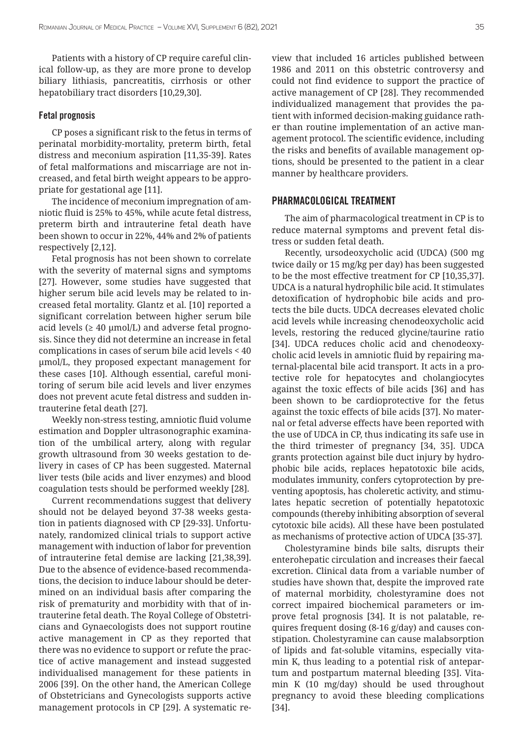Patients with a history of CP require careful clinical follow-up, as they are more prone to develop biliary lithiasis, pancreatitis, cirrhosis or other hepatobiliary tract disorders [10,29,30].

### Fetal prognosis

CP poses a significant risk to the fetus in terms of perinatal morbidity-mortality, preterm birth, fetal distress and meconium aspiration [11,35-39]. Rates of fetal malformations and miscarriage are not increased, and fetal birth weight appears to be appropriate for gestational age [11].

The incidence of meconium impregnation of amniotic fluid is 25% to 45%, while acute fetal distress, preterm birth and intrauterine fetal death have been shown to occur in 22%, 44% and 2% of patients respectively [2,12].

Fetal prognosis has not been shown to correlate with the severity of maternal signs and symptoms [27]. However, some studies have suggested that higher serum bile acid levels may be related to increased fetal mortality. Glantz et al. [10] reported a significant correlation between higher serum bile acid levels (≥ 40 μmol/L) and adverse fetal prognosis. Since they did not determine an increase in fetal complications in cases of serum bile acid levels < 40 μmol/L, they proposed expectant management for these cases [10]. Although essential, careful monitoring of serum bile acid levels and liver enzymes does not prevent acute fetal distress and sudden intrauterine fetal death [27].

Weekly non-stress testing, amniotic fluid volume estimation and Doppler ultrasonographic examination of the umbilical artery, along with regular growth ultrasound from 30 weeks gestation to delivery in cases of CP has been suggested. Maternal liver tests (bile acids and liver enzymes) and blood coagulation tests should be performed weekly [28].

Current recommendations suggest that delivery should not be delayed beyond 37-38 weeks gestation in patients diagnosed with CP [29-33]. Unfortunately, randomized clinical trials to support active management with induction of labor for prevention of intrauterine fetal demise are lacking [21,38,39]. Due to the absence of evidence-based recommendations, the decision to induce labour should be determined on an individual basis after comparing the risk of prematurity and morbidity with that of intrauterine fetal death. The Royal College of Obstetricians and Gynaecologists does not support routine active management in CP as they reported that there was no evidence to support or refute the practice of active management and instead suggested individualised management for these patients in 2006 [39]. On the other hand, the American College of Obstetricians and Gynecologists supports active management protocols in CP [29]. A systematic review that included 16 articles published between 1986 and 2011 on this obstetric controversy and could not find evidence to support the practice of active management of CP [28]. They recommended individualized management that provides the patient with informed decision-making guidance rather than routine implementation of an active management protocol. The scientific evidence, including the risks and benefits of available management options, should be presented to the patient in a clear manner by healthcare providers.

## PHARMACOLOGICAL TREATMENT

The aim of pharmacological treatment in CP is to reduce maternal symptoms and prevent fetal distress or sudden fetal death.

Recently, ursodeoxycholic acid (UDCA) (500 mg twice daily or 15 mg/kg per day) has been suggested to be the most effective treatment for CP [10,35,37]. UDCA is a natural hydrophilic bile acid. It stimulates detoxification of hydrophobic bile acids and protects the bile ducts. UDCA decreases elevated cholic acid levels while increasing chenodeoxycholic acid levels, restoring the reduced glycine/taurine ratio [34]. UDCA reduces cholic acid and chenodeoxycholic acid levels in amniotic fluid by repairing maternal-placental bile acid transport. It acts in a protective role for hepatocytes and cholangiocytes against the toxic effects of bile acids [36] and has been shown to be cardioprotective for the fetus against the toxic effects of bile acids [37]. No maternal or fetal adverse effects have been reported with the use of UDCA in CP, thus indicating its safe use in the third trimester of pregnancy [34, 35]. UDCA grants protection against bile duct injury by hydrophobic bile acids, replaces hepatotoxic bile acids, modulates immunity, confers cytoprotection by preventing apoptosis, has choleretic activity, and stimulates hepatic secretion of potentially hepatotoxic compounds (thereby inhibiting absorption of several cytotoxic bile acids). All these have been postulated as mechanisms of protective action of UDCA [35-37].

Cholestyramine binds bile salts, disrupts their enterohepatic circulation and increases their faecal excretion. Clinical data from a variable number of studies have shown that, despite the improved rate of maternal morbidity, cholestyramine does not correct impaired biochemical parameters or improve fetal prognosis [34]. It is not palatable, requires frequent dosing (8-16 g/day) and causes constipation. Cholestyramine can cause malabsorption of lipids and fat-soluble vitamins, especially vitamin K, thus leading to a potential risk of antepartum and postpartum maternal bleeding [35]. Vitamin K (10 mg/day) should be used throughout pregnancy to avoid these bleeding complications [34].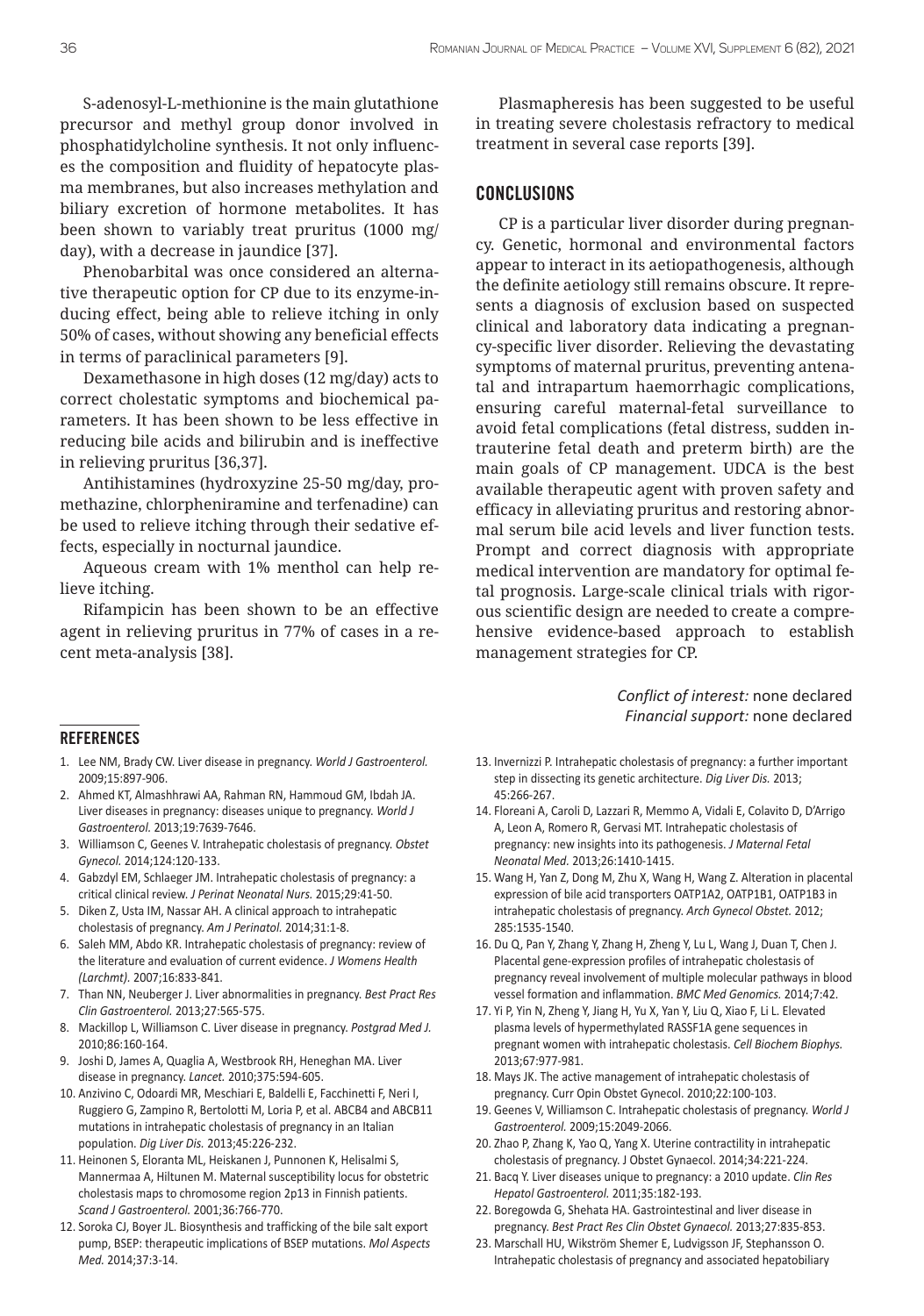S-adenosyl-L-methionine is the main glutathione precursor and methyl group donor involved in phosphatidylcholine synthesis. It not only influences the composition and fluidity of hepatocyte plasma membranes, but also increases methylation and biliary excretion of hormone metabolites. It has been shown to variably treat pruritus (1000 mg/day), with a decrease in jaundice [37].

Phenobarbital was once considered an alternative therapeutic option for CP due to its enzyme-inducing effect, being able to relieve itching in only 50% of cases, without showing any beneficial effects in terms of paraclinical parameters [9].

Dexamethasone in high doses (12 mg/day) acts to correct cholestatic symptoms and biochemical parameters. It has been shown to be less effective in reducing bile acids and bilirubin and is ineffective in relieving pruritus [36,37].

Antihistamines (hydroxyzine 25-50 mg/day, promethazine, chlorpheniramine and terfenadine) can be used to relieve itching through their sedative effects, especially in nocturnal jaundice.

Aqueous cream with 1% menthol can help relieve itching.

Rifampicin has been shown to be an effective agent in relieving pruritus in 77% of cases in a recent meta-analysis [38].

Plasmapheresis has been suggested to be useful in treating severe cholestasis refractory to medical treatment in several case reports [39].

## CONCLUSIONS

CP is a particular liver disorder during pregnancy. Genetic, hormonal and environmental factors appear to interact in its aetiopathogenesis, although the definite aetiology still remains obscure. It represents a diagnosis of exclusion based on suspected clinical and laboratory data indicating a pregnancy-specific liver disorder. Relieving the devastating symptoms of maternal pruritus, preventing antenatal and intrapartum haemorrhagic complications, ensuring careful maternal-fetal surveillance to avoid fetal complications (fetal distress, sudden intrauterine fetal death and preterm birth) are the main goals of CP management. UDCA is the best available therapeutic agent with proven safety and efficacy in alleviating pruritus and restoring abnormal serum bile acid levels and liver function tests. Prompt and correct diagnosis with appropriate medical intervention are mandatory for optimal fetal prognosis. Large-scale clinical trials with rigorous scientific design are needed to create a comprehensive evidence-based approach to establish management strategies for CP.

*Conflict of interest:* none declared
*Financial support:* none declared

## REFERENCES

1. Lee NM, Brady CW. Liver disease in pregnancy. *World J Gastroenterol.* 2009;15:897-906.
2. Ahmed KT, Almashhrawi AA, Rahman RN, Hammoud GM, Ibdah JA. Liver diseases in pregnancy: diseases unique to pregnancy. *World J Gastroenterol.* 2013;19:7639-7646.
3. Williamson C, Geenes V. Intrahepatic cholestasis of pregnancy. *Obstet Gynecol.* 2014;124:120-133.
4. Gabzdyl EM, Schlaeger JM. Intrahepatic cholestasis of pregnancy: a critical clinical review. *J Perinat Neonatal Nurs.* 2015;29:41-50.
5. Diken Z, Usta IM, Nassar AH. A clinical approach to intrahepatic cholestasis of pregnancy. *Am J Perinatol.* 2014;31:1-8.
6. Saleh MM, Abdo KR. Intrahepatic cholestasis of pregnancy: review of the literature and evaluation of current evidence. *J Womens Health (Larchmt).* 2007;16:833-841.
7. Than NN, Neuberger J. Liver abnormalities in pregnancy. *Best Pract Res Clin Gastroenterol.* 2013;27:565-575.
8. Mackillop L, Williamson C. Liver disease in pregnancy. *Postgrad Med J.* 2010;86:160-164.
9. Joshi D, James A, Quaglia A, Westbrook RH, Heneghan MA. Liver disease in pregnancy. *Lancet.* 2010;375:594-605.
10. Anzivino C, Odoardi MR, Meschiari E, Baldelli E, Facchinetti F, Neri I, Ruggiero G, Zampino R, Bertolotti M, Loria P, et al. ABCB4 and ABCB11 mutations in intrahepatic cholestasis of pregnancy in an Italian population. *Dig Liver Dis.* 2013;45:226-232.
11. Heinonen S, Eloranta ML, Heiskanen J, Punnonen K, Helisalmi S, Mannermaa A, Hiltunen M. Maternal susceptibility locus for obstetric cholestasis maps to chromosome region 2p13 in Finnish patients. *Scand J Gastroenterol.* 2001;36:766-770.
12. Soroka CJ, Boyer JL. Biosynthesis and trafficking of the bile salt export pump, BSEP: therapeutic implications of BSEP mutations. *Mol Aspects Med.* 2014;37:3-14.
13. Invernizzi P. Intrahepatic cholestasis of pregnancy: a further important step in dissecting its genetic architecture. *Dig Liver Dis.* 2013; 45:266-267.
14. Floreani A, Caroli D, Lazzari R, Memmo A, Vidali E, Colavito D, D'Arrigo A, Leon A, Romero R, Gervasi MT. Intrahepatic cholestasis of pregnancy: new insights into its pathogenesis. *J Maternal Fetal Neonatal Med.* 2013;26:1410-1415.
15. Wang H, Yan Z, Dong M, Zhu X, Wang H, Wang Z. Alteration in placental expression of bile acid transporters OATP1A2, OATP1B1, OATP1B3 in intrahepatic cholestasis of pregnancy. *Arch Gynecol Obstet.* 2012; 285:1535-1540.
16. Du Q, Pan Y, Zhang Y, Zhang H, Zheng Y, Lu L, Wang J, Duan T, Chen J. Placental gene-expression profiles of intrahepatic cholestasis of pregnancy reveal involvement of multiple molecular pathways in blood vessel formation and inflammation. *BMC Med Genomics.* 2014;7:42.
17. Yi P, Yin N, Zheng Y, Jiang H, Yu X, Yan Y, Liu Q, Xiao F, Li L. Elevated plasma levels of hypermethylated RASSF1A gene sequences in pregnant women with intrahepatic cholestasis. *Cell Biochem Biophys.* 2013;67:977-981.
18. Mays JK. The active management of intrahepatic cholestasis of pregnancy. Curr Opin Obstet Gynecol. 2010;22:100-103.
19. Geenes V, Williamson C. Intrahepatic cholestasis of pregnancy. *World J Gastroenterol.* 2009;15:2049-2066.
20. Zhao P, Zhang K, Yao Q, Yang X. Uterine contractility in intrahepatic cholestasis of pregnancy. J Obstet Gynaecol. 2014;34:221-224.
21. Bacq Y. Liver diseases unique to pregnancy: a 2010 update. *Clin Res Hepatol Gastroenterol.* 2011;35:182-193.
22. Boregowda G, Shehata HA. Gastrointestinal and liver disease in pregnancy. *Best Pract Res Clin Obstet Gynaecol.* 2013;27:835-853.
23. Marschall HU, Wikström Shemer E, Ludvigsson JF, Stephansson O. Intrahepatic cholestasis of pregnancy and associated hepatobiliary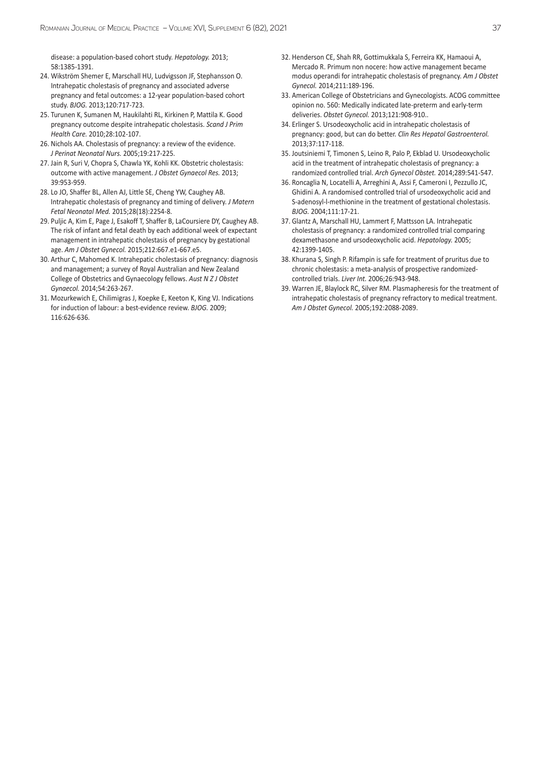disease: a population-based cohort study. *Hepatology.* 2013; 58:1385-1391.

24. Wikström Shemer E, Marschall HU, Ludvigsson JF, Stephansson O. Intrahepatic cholestasis of pregnancy and associated adverse pregnancy and fetal outcomes: a 12-year population-based cohort study. *BJOG.* 2013;120:717-723.
25. Turunen K, Sumanen M, Haukilahti RL, Kirkinen P, Mattila K. Good pregnancy outcome despite intrahepatic cholestasis. *Scand J Prim Health Care.* 2010;28:102-107.
26. Nichols AA. Cholestasis of pregnancy: a review of the evidence. *J Perinat Neonatal Nurs.* 2005;19:217-225.
27. Jain R, Suri V, Chopra S, Chawla YK, Kohli KK. Obstetric cholestasis: outcome with active management. *J Obstet Gynaecol Res.* 2013; 39:953-959.
28. Lo JO, Shaffer BL, Allen AJ, Little SE, Cheng YW, Caughey AB. Intrahepatic cholestasis of pregnancy and timing of delivery. *J Matern Fetal Neonatal Med.* 2015;28(18):2254-8.
29. Puljic A, Kim E, Page J, Esakoff T, Shaffer B, LaCoursiere DY, Caughey AB. The risk of infant and fetal death by each additional week of expectant management in intrahepatic cholestasis of pregnancy by gestational age. *Am J Obstet Gynecol.* 2015;212:667.e1-667.e5.
30. Arthur C, Mahomed K. Intrahepatic cholestasis of pregnancy: diagnosis and management; a survey of Royal Australian and New Zealand College of Obstetrics and Gynaecology fellows. *Aust N Z J Obstet Gynaecol.* 2014;54:263-267.
31. Mozurkewich E, Chilimigras J, Koepke E, Keeton K, King VJ. Indications for induction of labour: a best-evidence review. *BJOG.* 2009; 116:626-636.
32. Henderson CE, Shah RR, Gottimukkala S, Ferreira KK, Hamaoui A, Mercado R. Primum non nocere: how active management became modus operandi for intrahepatic cholestasis of pregnancy. *Am J Obstet Gynecol.* 2014;211:189-196.
33. American College of Obstetricians and Gynecologists. ACOG committee opinion no. 560: Medically indicated late-preterm and early-term deliveries. *Obstet Gynecol.* 2013;121:908-910..
34. Erlinger S. Ursodeoxycholic acid in intrahepatic cholestasis of pregnancy: good, but can do better. *Clin Res Hepatol Gastroenterol.* 2013;37:117-118.
35. Joutsiniemi T, Timonen S, Leino R, Palo P, Ekblad U. Ursodeoxycholic acid in the treatment of intrahepatic cholestasis of pregnancy: a randomized controlled trial. *Arch Gynecol Obstet.* 2014;289:541-547.
36. Roncaglia N, Locatelli A, Arreghini A, Assi F, Cameroni I, Pezzullo JC, Ghidini A. A randomised controlled trial of ursodeoxycholic acid and S-adenosyl-l-methionine in the treatment of gestational cholestasis. *BJOG.* 2004;111:17-21.
37. Glantz A, Marschall HU, Lammert F, Mattsson LA. Intrahepatic cholestasis of pregnancy: a randomized controlled trial comparing dexamethasone and ursodeoxycholic acid. *Hepatology.* 2005; 42:1399-1405.
38. Khurana S, Singh P. Rifampin is safe for treatment of pruritus due to chronic cholestasis: a meta-analysis of prospective randomized-controlled trials. *Liver Int.* 2006;26:943-948.
39. Warren JE, Blaylock RC, Silver RM. Plasmapheresis for the treatment of intrahepatic cholestasis of pregnancy refractory to medical treatment. *Am J Obstet Gynecol.* 2005;192:2088-2089.